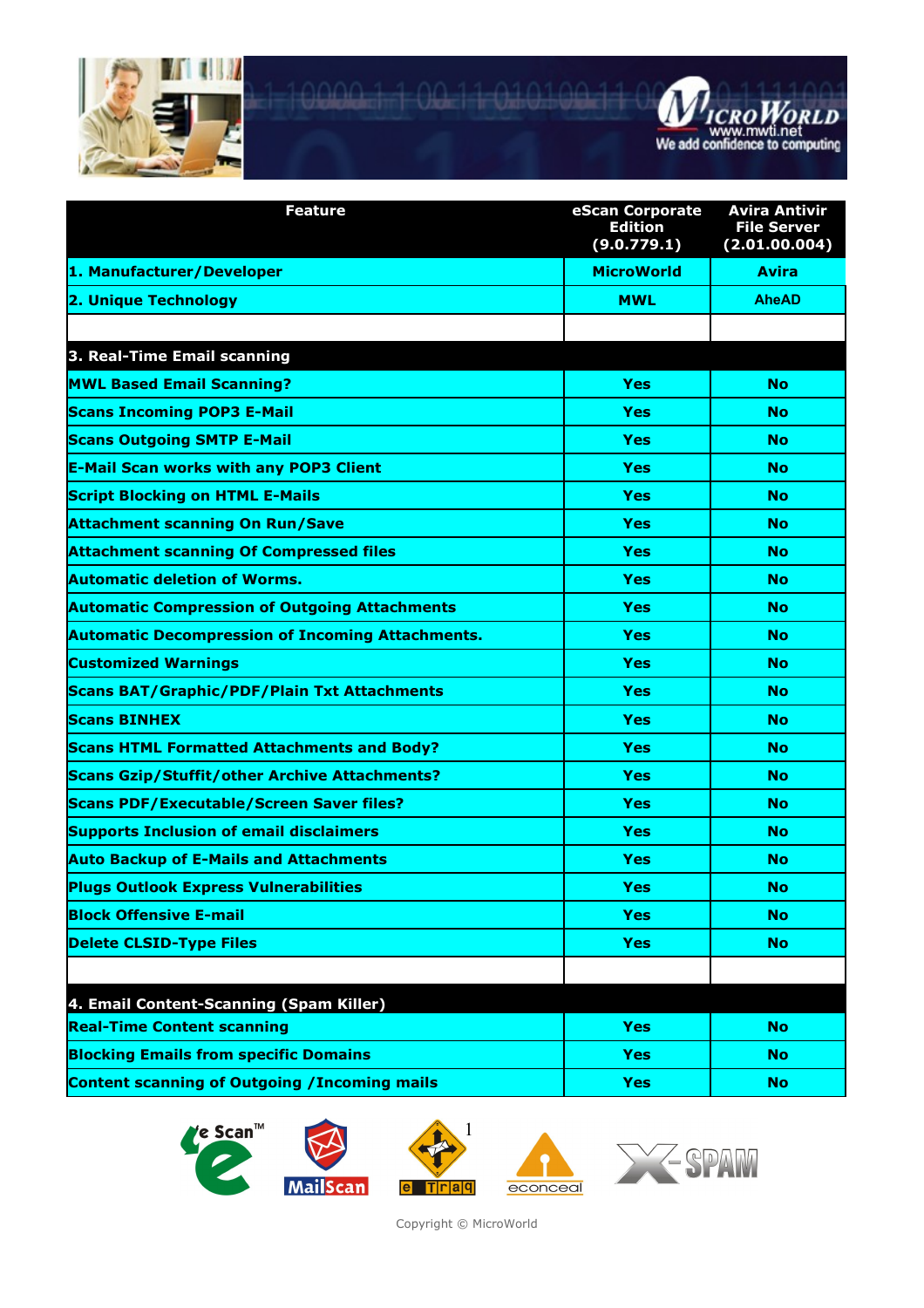| Feature | eScan Corporate Edition (9.0.779.1) | Avira Antivir File Server (2.01.00.004) |
|---|---|---|
| **1. Manufacturer/Developer** | **MicroWorld** | **Avira** |
| **2. Unique Technology** | **MWL** | **AheAD** |
| | | |
| **3. Real-Time Email scanning** | | |
| **MWL Based Email Scanning?** | **Yes** | **No** |
| **Scans Incoming POP3 E-Mail** | **Yes** | **No** |
| **Scans Outgoing SMTP E-Mail** | **Yes** | **No** |
| **E-Mail Scan works with any POP3 Client** | **Yes** | **No** |
| **Script Blocking on HTML E-Mails** | **Yes** | **No** |
| **Attachment scanning On Run/Save** | **Yes** | **No** |
| **Attachment scanning Of Compressed files** | **Yes** | **No** |
| **Automatic deletion of Worms.** | **Yes** | **No** |
| **Automatic Compression of Outgoing Attachments** | **Yes** | **No** |
| **Automatic Decompression of Incoming Attachments.** | **Yes** | **No** |
| **Customized Warnings** | **Yes** | **No** |
| **Scans BAT/Graphic/PDF/Plain Txt Attachments** | **Yes** | **No** |
| **Scans BINHEX** | **Yes** | **No** |
| **Scans HTML Formatted Attachments and Body?** | **Yes** | **No** |
| **Scans Gzip/Stuffit/other Archive Attachments?** | **Yes** | **No** |
| **Scans PDF/Executable/Screen Saver files?** | **Yes** | **No** |
| **Supports Inclusion of email disclaimers** | **Yes** | **No** |
| **Auto Backup of E-Mails and Attachments** | **Yes** | **No** |
| **Plugs Outlook Express Vulnerabilities** | **Yes** | **No** |
| **Block Offensive E-mail** | **Yes** | **No** |
| **Delete CLSID-Type Files** | **Yes** | **No** |
| | | |
| **4. Email Content-Scanning (Spam Killer)** | | |
| **Real-Time Content scanning** | **Yes** | **No** |
| **Blocking Emails from specific Domains** | **Yes** | **No** |
| **Content scanning of Outgoing /Incoming mails** | **Yes** | **No** |

Copyright © MicroWorld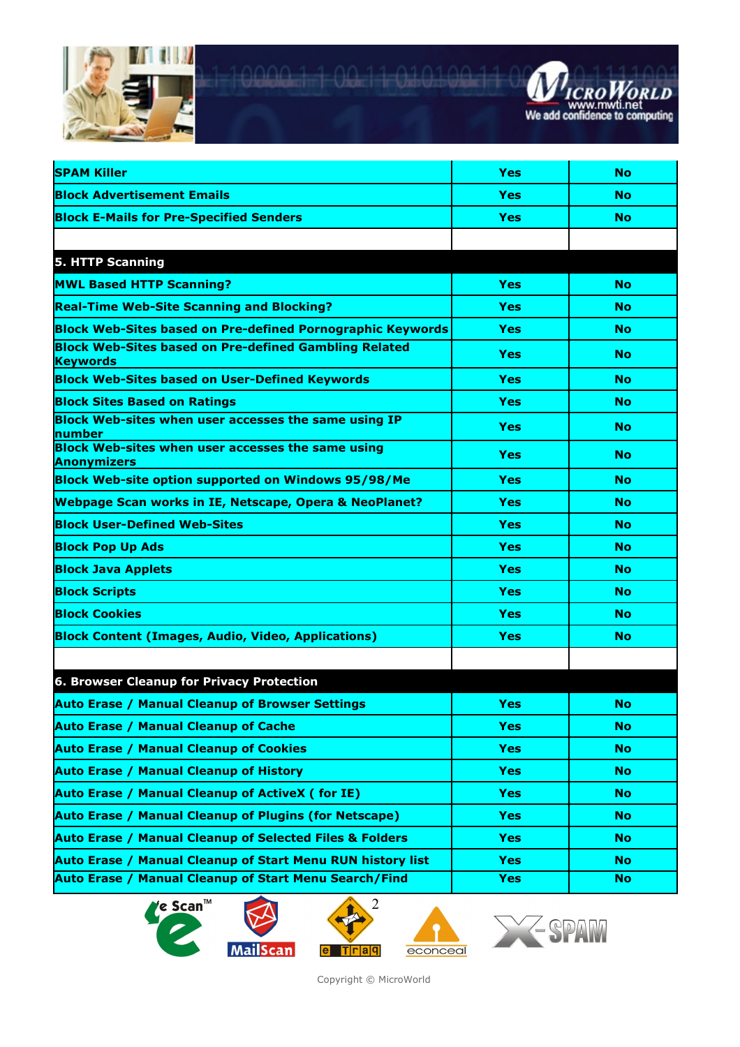| | | |
|---|---|---|
| **SPAM Killer** | **Yes** | **No** |
| **Block Advertisement Emails** | **Yes** | **No** |
| **Block E-Mails for Pre-Specified Senders** | **Yes** | **No** |
| | | |
| **5. HTTP Scanning** | | |
| **MWL Based HTTP Scanning?** | **Yes** | **No** |
| **Real-Time Web-Site Scanning and Blocking?** | **Yes** | **No** |
| **Block Web-Sites based on Pre-defined Pornographic Keywords** | **Yes** | **No** |
| **Block Web-Sites based on Pre-defined Gambling Related Keywords** | **Yes** | **No** |
| **Block Web-Sites based on User-Defined Keywords** | **Yes** | **No** |
| **Block Sites Based on Ratings** | **Yes** | **No** |
| **Block Web-sites when user accesses the same using IP number** | **Yes** | **No** |
| **Block Web-sites when user accesses the same using Anonymizers** | **Yes** | **No** |
| **Block Web-site option supported on Windows 95/98/Me** | **Yes** | **No** |
| **Webpage Scan works in IE, Netscape, Opera & NeoPlanet?** | **Yes** | **No** |
| **Block User-Defined Web-Sites** | **Yes** | **No** |
| **Block Pop Up Ads** | **Yes** | **No** |
| **Block Java Applets** | **Yes** | **No** |
| **Block Scripts** | **Yes** | **No** |
| **Block Cookies** | **Yes** | **No** |
| **Block Content (Images, Audio, Video, Applications)** | **Yes** | **No** |
| | | |
| **6. Browser Cleanup for Privacy Protection** | | |
| **Auto Erase / Manual Cleanup of Browser Settings** | **Yes** | **No** |
| **Auto Erase / Manual Cleanup of Cache** | **Yes** | **No** |
| **Auto Erase / Manual Cleanup of Cookies** | **Yes** | **No** |
| **Auto Erase / Manual Cleanup of History** | **Yes** | **No** |
| **Auto Erase / Manual Cleanup of ActiveX ( for IE)** | **Yes** | **No** |
| **Auto Erase / Manual Cleanup of Plugins (for Netscape)** | **Yes** | **No** |
| **Auto Erase / Manual Cleanup of Selected Files & Folders** | **Yes** | **No** |
| **Auto Erase / Manual Cleanup of Start Menu RUN history list** | **Yes** | **No** |
| **Auto Erase / Manual Cleanup of Start Menu Search/Find** | **Yes** | **No** |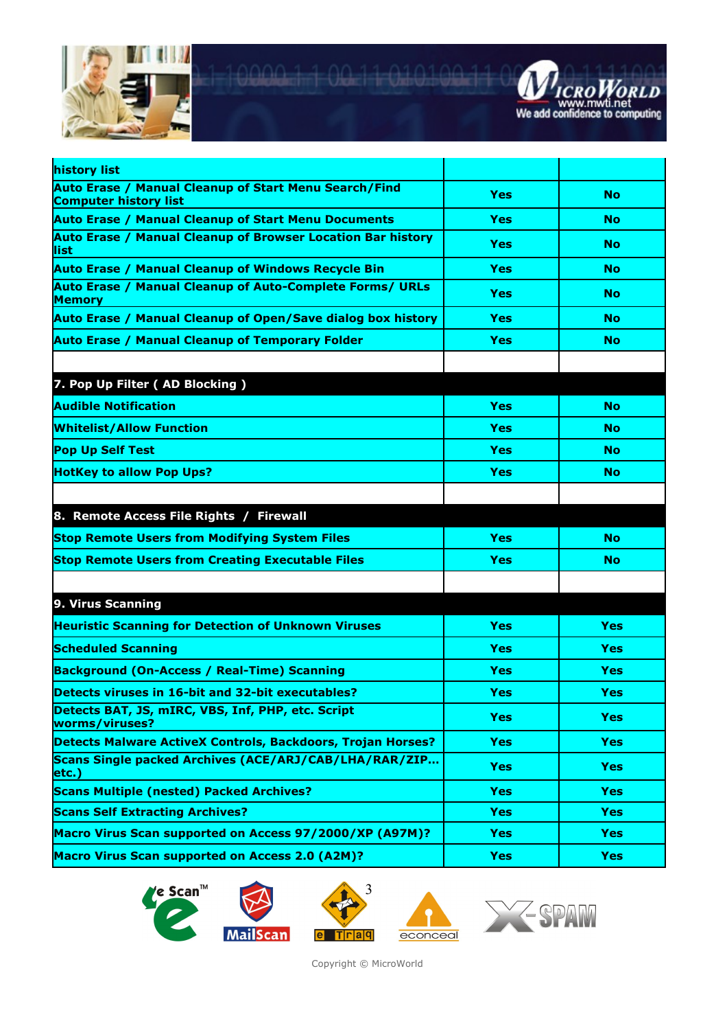| history list | | |
|---|---|---|
| Auto Erase / Manual Cleanup of Start Menu Search/Find Computer history list | Yes | No |
| Auto Erase / Manual Cleanup of Start Menu Documents | Yes | No |
| Auto Erase / Manual Cleanup of Browser Location Bar history list | Yes | No |
| Auto Erase / Manual Cleanup of Windows Recycle Bin | Yes | No |
| Auto Erase / Manual Cleanup of Auto-Complete Forms/ URLs Memory | Yes | No |
| Auto Erase / Manual Cleanup of Open/Save dialog box history | Yes | No |
| Auto Erase / Manual Cleanup of Temporary Folder | Yes | No |
| | | |
| **7. Pop Up Filter ( AD Blocking )** | | |
| Audible Notification | Yes | No |
| Whitelist/Allow Function | Yes | No |
| Pop Up Self Test | Yes | No |
| HotKey to allow Pop Ups? | Yes | No |
| | | |
| **8. Remote Access File Rights / Firewall** | | |
| Stop Remote Users from Modifying System Files | Yes | No |
| Stop Remote Users from Creating Executable Files | Yes | No |
| | | |
| **9. Virus Scanning** | | |
| Heuristic Scanning for Detection of Unknown Viruses | Yes | Yes |
| Scheduled Scanning | Yes | Yes |
| Background (On-Access / Real-Time) Scanning | Yes | Yes |
| Detects viruses in 16-bit and 32-bit executables? | Yes | Yes |
| Detects BAT, JS, mIRC, VBS, Inf, PHP, etc. Script worms/viruses? | Yes | Yes |
| Detects Malware ActiveX Controls, Backdoors, Trojan Horses? | Yes | Yes |
| Scans Single packed Archives (ACE/ARJ/CAB/LHA/RAR/ZIP… etc.) | Yes | Yes |
| Scans Multiple (nested) Packed Archives? | Yes | Yes |
| Scans Self Extracting Archives? | Yes | Yes |
| Macro Virus Scan supported on Access 97/2000/XP (A97M)? | Yes | Yes |
| Macro Virus Scan supported on Access 2.0 (A2M)? | Yes | Yes |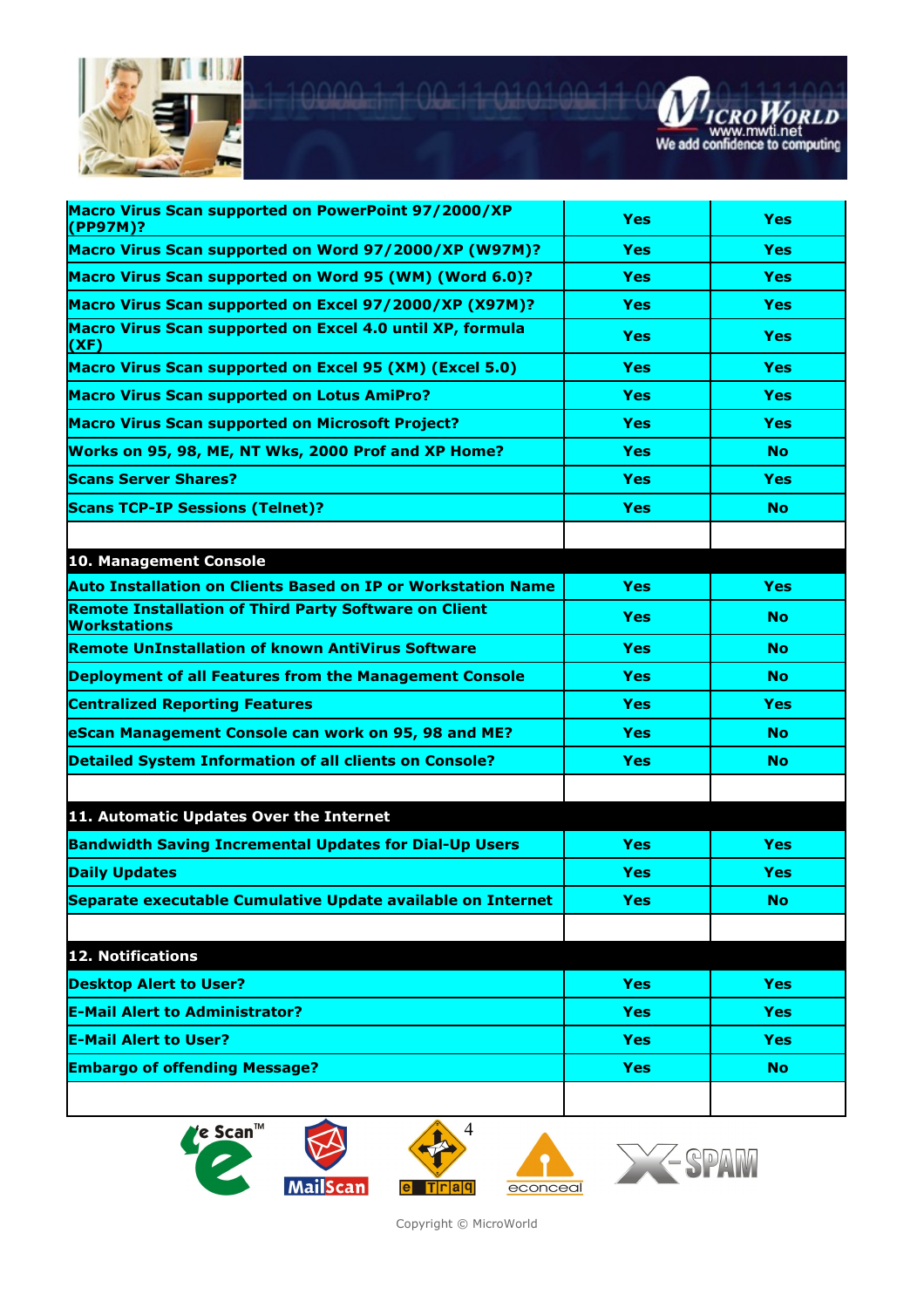| | | |
|---|---|---|
| **Macro Virus Scan supported on PowerPoint 97/2000/XP (PP97M)?** | **Yes** | **Yes** |
| **Macro Virus Scan supported on Word 97/2000/XP (W97M)?** | **Yes** | **Yes** |
| **Macro Virus Scan supported on Word 95 (WM) (Word 6.0)?** | **Yes** | **Yes** |
| **Macro Virus Scan supported on Excel 97/2000/XP (X97M)?** | **Yes** | **Yes** |
| **Macro Virus Scan supported on Excel 4.0 until XP, formula (XF)** | **Yes** | **Yes** |
| **Macro Virus Scan supported on Excel 95 (XM) (Excel 5.0)** | **Yes** | **Yes** |
| **Macro Virus Scan supported on Lotus AmiPro?** | **Yes** | **Yes** |
| **Macro Virus Scan supported on Microsoft Project?** | **Yes** | **Yes** |
| **Works on 95, 98, ME, NT Wks, 2000 Prof and XP Home?** | **Yes** | **No** |
| **Scans Server Shares?** | **Yes** | **Yes** |
| **Scans TCP-IP Sessions (Telnet)?** | **Yes** | **No** |
| | | |
| **10. Management Console** | | |
| **Auto Installation on Clients Based on IP or Workstation Name** | **Yes** | **Yes** |
| **Remote Installation of Third Party Software on Client Workstations** | **Yes** | **No** |
| **Remote UnInstallation of known AntiVirus Software** | **Yes** | **No** |
| **Deployment of all Features from the Management Console** | **Yes** | **No** |
| **Centralized Reporting Features** | **Yes** | **Yes** |
| **eScan Management Console can work on 95, 98 and ME?** | **Yes** | **No** |
| **Detailed System Information of all clients on Console?** | **Yes** | **No** |
| | | |
| **11. Automatic Updates Over the Internet** | | |
| **Bandwidth Saving Incremental Updates for Dial-Up Users** | **Yes** | **Yes** |
| **Daily Updates** | **Yes** | **Yes** |
| **Separate executable Cumulative Update available on Internet** | **Yes** | **No** |
| | | |
| **12. Notifications** | | |
| **Desktop Alert to User?** | **Yes** | **Yes** |
| **E-Mail Alert to Administrator?** | **Yes** | **Yes** |
| **E-Mail Alert to User?** | **Yes** | **Yes** |
| **Embargo of offending Message?** | **Yes** | **No** |
| | | |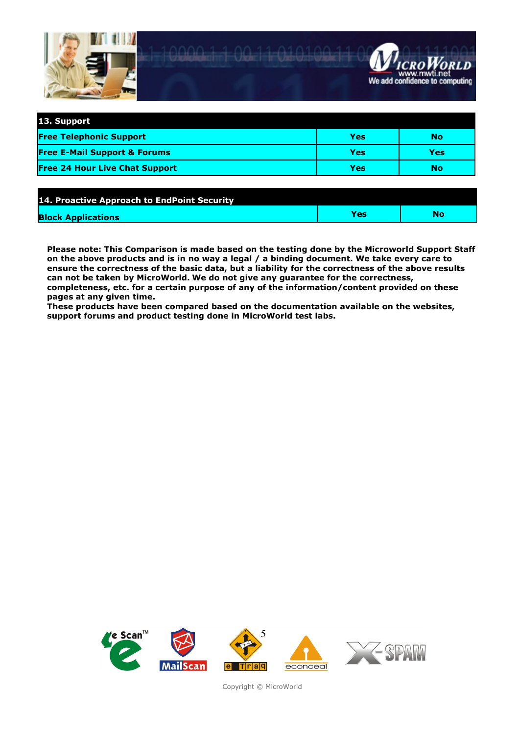| 13. Support | | |
|---|---|---|
| Free Telephonic Support | Yes | No |
| Free E-Mail Support & Forums | Yes | Yes |
| Free 24 Hour Live Chat Support | Yes | No |

| 14. Proactive Approach to EndPoint Security | | |
|---|---|---|
| Block Applications | Yes | No |

**Please note: This Comparison is made based on the testing done by the Microworld Support Staff on the above products and is in no way a legal / a binding document. We take every care to ensure the correctness of the basic data, but a liability for the correctness of the above results can not be taken by MicroWorld. We do not give any guarantee for the correctness, completeness, etc. for a certain purpose of any of the information/content provided on these pages at any given time.**
**These products have been compared based on the documentation available on the websites, support forums and product testing done in MicroWorld test labs.**

Copyright © MicroWorld